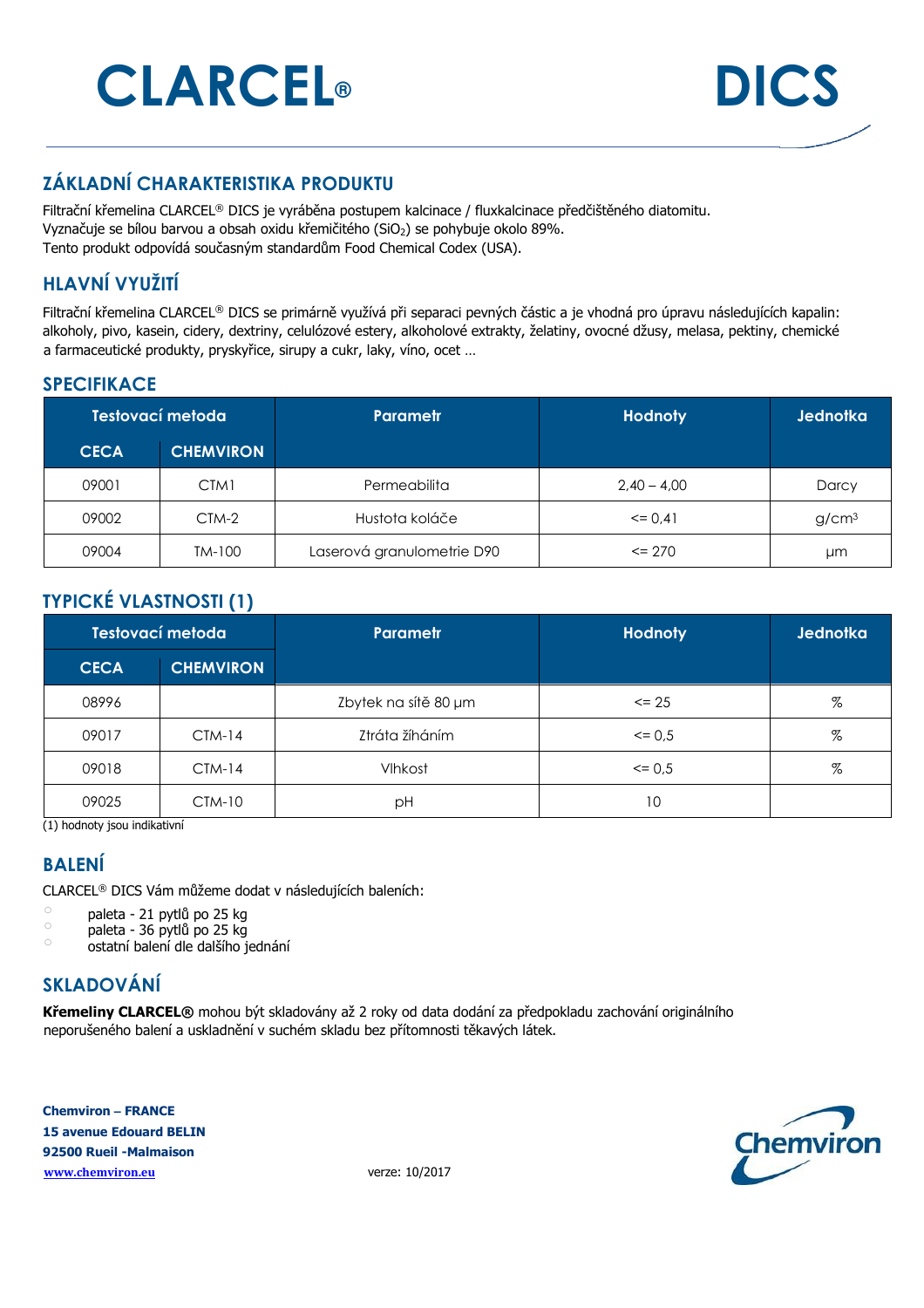# CLARCEL®

# DICS

## ZÁKLADNÍ CHARAKTERISTIKA PRODUKTU

Filtrační křemelina CLARCEL® DICS je vyráběna postupem kalcinace / fluxkalcinace předčištěného diatomitu.
Vyznačuje se bílou barvou a obsah oxidu křemičitého ($SiO_2$) se pohybuje okolo 89%.
Tento produkt odpovídá současným standardům Food Chemical Codex (USA).

## HLAVNÍ VYUŽITÍ

Filtrační křemelina CLARCEL® DICS se primárně využívá při separaci pevných částic a je vhodná pro úpravu následujících kapalin: alkoholy, pivo, kasein, cidery, dextriny, celulózové estery, alkoholové extrakty, želatiny, ovocné džusy, melasa, pektiny, chemické a farmaceutické produkty, pryskyřice, sirupy a cukr, laky, víno, ocet …

## SPECIFIKACE

| Testovací metoda | | Parametr | Hodnoty | Jednotka |
|---|---|---|---|---|
| CECA | CHEMVIRON | | | |
| 09001 | CTM1 | Permeabilita | 2,40 – 4,00 | Darcy |
| 09002 | CTM-2 | Hustota koláče | <= 0,41 | $g/cm^3$ |
| 09004 | TM-100 | Laserová granulometrie D90 | <= 270 | µm |

## TYPICKÉ VLASTNOSTI (1)

| Testovací metoda | | Parametr | Hodnoty | Jednotka |
|---|---|---|---|---|
| CECA | CHEMVIRON | | | |
| 08996 | | Zbytek na sítě 80 µm | <= 25 | % |
| 09017 | CTM-14 | Ztráta žíháním | <= 0,5 | % |
| 09018 | CTM-14 | Vlhkost | <= 0,5 | % |
| 09025 | CTM-10 | pH | 10 | |

(1) hodnoty jsou indikativní

## BALENÍ

CLARCEL® DICS Vám můžeme dodat v následujících baleních:

- paleta - 21 pytlů po 25 kg
- paleta - 36 pytlů po 25 kg
- ostatní balení dle dalšího jednání

## SKLADOVÁNÍ

**Křemeliny CLARCEL®** mohou být skladovány až 2 roky od data dodání za předpokladu zachování originálního neporušeného balení a uskladnění v suchém skladu bez přítomnosti těkavých látek.

**Chemviron – FRANCE**
**15 avenue Edouard BELIN**
**92500 Rueil -Malmaison**
**www.chemviron.eu**

verze: 10/2017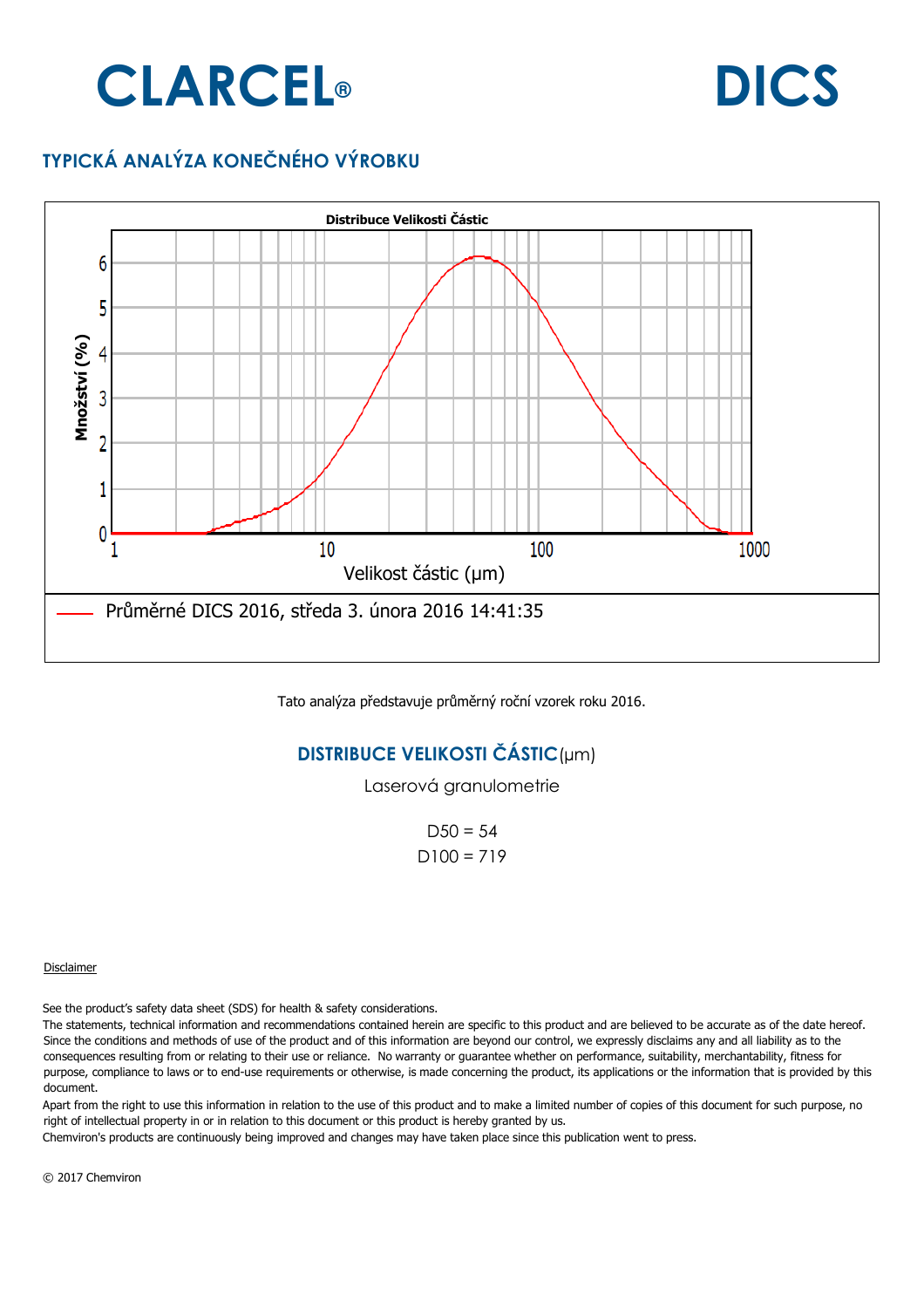CLARCEL®

DICS

## TYPICKÁ ANALÝZA KONEČNÉHO VÝROBKU

Distribuce Velikosti Částic

Množství (%)

0
1
2
3
4
5
6

1
10
100
1000

Velikost částic (µm)

Průměrné DICS 2016, středa 3. února 2016 14:41:35

Tato analýza představuje průměrný roční vzorek roku 2016.

### DISTRIBUCE VELIKOSTI ČÁSTIC (µm)

Laserová granulometrie

D50 = 54

D100 = 719

Disclaimer

See the product's safety data sheet (SDS) for health & safety considerations.
The statements, technical information and recommendations contained herein are specific to this product and are believed to be accurate as of the date hereof. Since the conditions and methods of use of the product and of this information are beyond our control, we expressly disclaims any and all liability as to the consequences resulting from or relating to their use or reliance. No warranty or guarantee whether on performance, suitability, merchantability, fitness for purpose, compliance to laws or to end-use requirements or otherwise, is made concerning the product, its applications or the information that is provided by this document.
Apart from the right to use this information in relation to the use of this product and to make a limited number of copies of this document for such purpose, no right of intellectual property in or in relation to this document or this product is hereby granted by us.
Chemviron's products are continuously being improved and changes may have taken place since this publication went to press.

© 2017 Chemviron